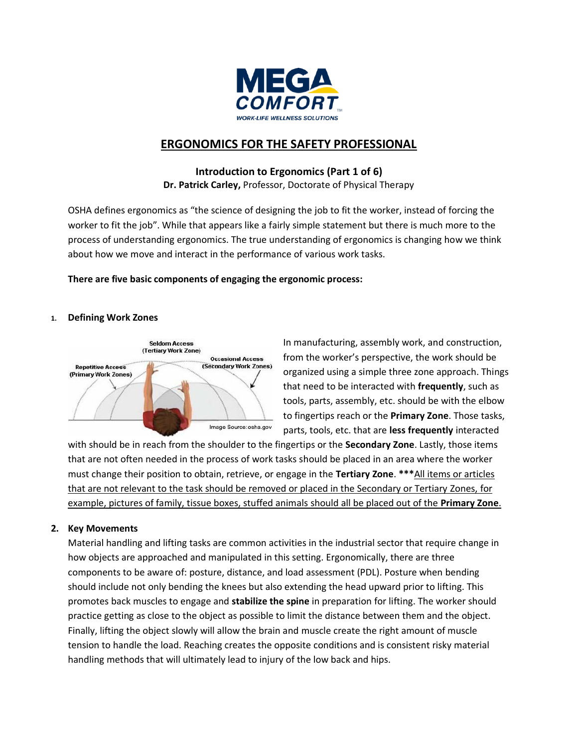**MEGA COMFORT™**

WORK-LIFE WELLNESS SOLUTIONS

# ERGONOMICS FOR THE SAFETY PROFESSIONAL

## Introduction to Ergonomics (Part 1 of 6)

**Dr. Patrick Carley,** Professor, Doctorate of Physical Therapy

OSHA defines ergonomics as "the science of designing the job to fit the worker, instead of forcing the worker to fit the job". While that appears like a fairly simple statement but there is much more to the process of understanding ergonomics. The true understanding of ergonomics is changing how we think about how we move and interact in the performance of various work tasks.

**There are five basic components of engaging the ergonomic process:**

1. **Defining Work Zones**

Seldom Access (Tertiary Work Zone)
Occasional Access (Secondary Work Zones)
Repetitive Access (Primary Work Zones)
Image Source: osha.gov

In manufacturing, assembly work, and construction, from the worker's perspective, the work should be organized using a simple three zone approach. Things that need to be interacted with **frequently**, such as tools, parts, assembly, etc. should be with the elbow to fingertips reach or the **Primary Zone**. Those tasks, parts, tools, etc. that are **less frequently** interacted with should be in reach from the shoulder to the fingertips or the **Secondary Zone**. Lastly, those items that are not often needed in the process of work tasks should be placed in an area where the worker must change their position to obtain, retrieve, or engage in the **Tertiary Zone**. **\*\*\***<u>All items or articles that are not relevant to the task should be removed or placed in the Secondary or Tertiary Zones, for example, pictures of family, tissue boxes, stuffed animals should all be placed out of the **Primary Zone**.</u>

2. **Key Movements**

Material handling and lifting tasks are common activities in the industrial sector that require change in how objects are approached and manipulated in this setting. Ergonomically, there are three components to be aware of: posture, distance, and load assessment (PDL). Posture when bending should include not only bending the knees but also extending the head upward prior to lifting. This promotes back muscles to engage and **stabilize the spine** in preparation for lifting. The worker should practice getting as close to the object as possible to limit the distance between them and the object. Finally, lifting the object slowly will allow the brain and muscle create the right amount of muscle tension to handle the load. Reaching creates the opposite conditions and is consistent risky material handling methods that will ultimately lead to injury of the low back and hips.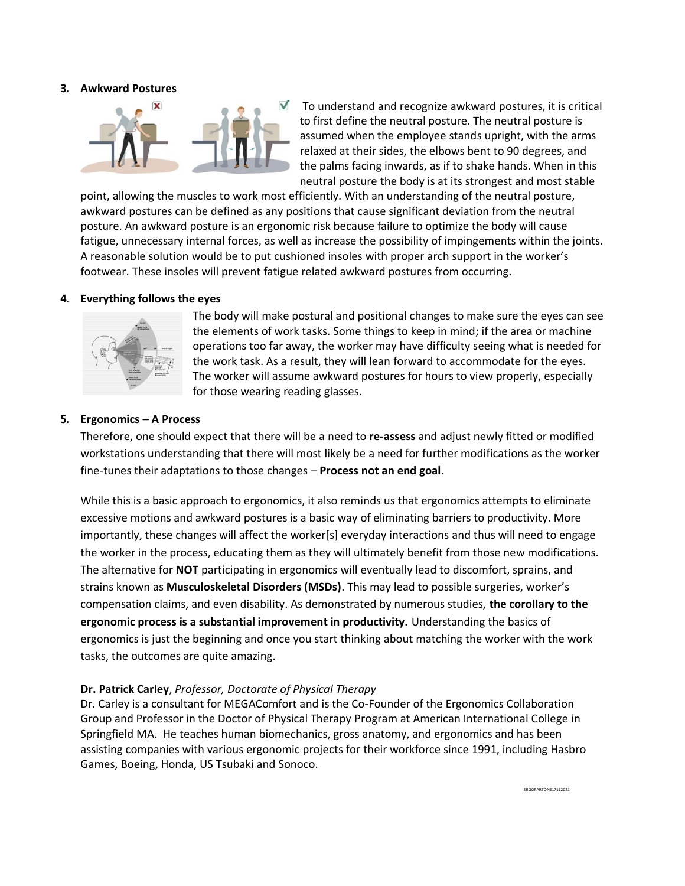**3. Awkward Postures**

To understand and recognize awkward postures, it is critical to first define the neutral posture. The neutral posture is assumed when the employee stands upright, with the arms relaxed at their sides, the elbows bent to 90 degrees, and the palms facing inwards, as if to shake hands. When in this neutral posture the body is at its strongest and most stable point, allowing the muscles to work most efficiently. With an understanding of the neutral posture, awkward postures can be defined as any positions that cause significant deviation from the neutral posture. An awkward posture is an ergonomic risk because failure to optimize the body will cause fatigue, unnecessary internal forces, as well as increase the possibility of impingements within the joints. A reasonable solution would be to put cushioned insoles with proper arch support in the worker's footwear. These insoles will prevent fatigue related awkward postures from occurring.

**4. Everything follows the eyes**

The body will make postural and positional changes to make sure the eyes can see the elements of work tasks. Some things to keep in mind; if the area or machine operations too far away, the worker may have difficulty seeing what is needed for the work task. As a result, they will lean forward to accommodate for the eyes. The worker will assume awkward postures for hours to view properly, especially for those wearing reading glasses.

**5. Ergonomics – A Process**

Therefore, one should expect that there will be a need to **re-assess** and adjust newly fitted or modified workstations understanding that there will most likely be a need for further modifications as the worker fine-tunes their adaptations to those changes – **Process not an end goal**.

While this is a basic approach to ergonomics, it also reminds us that ergonomics attempts to eliminate excessive motions and awkward postures is a basic way of eliminating barriers to productivity. More importantly, these changes will affect the worker[s] everyday interactions and thus will need to engage the worker in the process, educating them as they will ultimately benefit from those new modifications. The alternative for **NOT** participating in ergonomics will eventually lead to discomfort, sprains, and strains known as **Musculoskeletal Disorders (MSDs)**. This may lead to possible surgeries, worker's compensation claims, and even disability. As demonstrated by numerous studies, **the corollary to the ergonomic process is a substantial improvement in productivity.** Understanding the basics of ergonomics is just the beginning and once you start thinking about matching the worker with the work tasks, the outcomes are quite amazing.

**Dr. Patrick Carley**, *Professor, Doctorate of Physical Therapy*
Dr. Carley is a consultant for MEGAComfort and is the Co-Founder of the Ergonomics Collaboration Group and Professor in the Doctor of Physical Therapy Program at American International College in Springfield MA. He teaches human biomechanics, gross anatomy, and ergonomics and has been assisting companies with various ergonomic projects for their workforce since 1991, including Hasbro Games, Boeing, Honda, US Tsubaki and Sonoco.